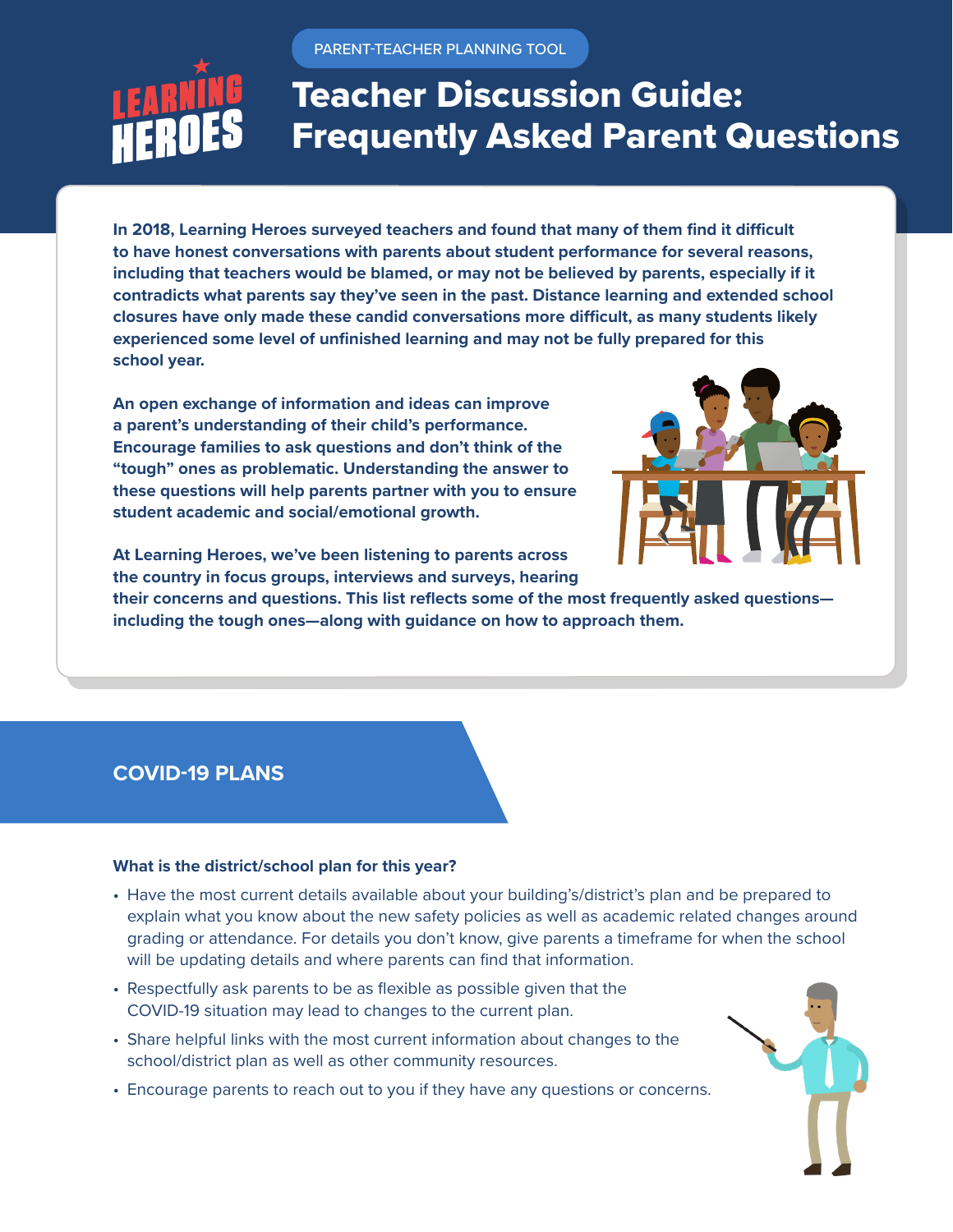PARENT-TEACHER PLANNING TOOL

# Teacher Discussion Guide: Frequently Asked Parent Questions

**In 2018, Learning Heroes surveyed teachers and found that many of them find it difficult to have honest conversations with parents about student performance for several reasons, including that teachers would be blamed, or may not be believed by parents, especially if it contradicts what parents say they've seen in the past. Distance learning and extended school closures have only made these candid conversations more difficult, as many students likely experienced some level of unfinished learning and may not be fully prepared for this school year.**

**An open exchange of information and ideas can improve a parent's understanding of their child's performance. Encourage families to ask questions and don't think of the "tough" ones as problematic. Understanding the answer to these questions will help parents partner with you to ensure student academic and social/emotional growth.**

**At Learning Heroes, we've been listening to parents across the country in focus groups, interviews and surveys, hearing their concerns and questions. This list reflects some of the most frequently asked questions—including the tough ones—along with guidance on how to approach them.**

## COVID-19 PLANS

**What is the district/school plan for this year?**

- Have the most current details available about your building's/district's plan and be prepared to explain what you know about the new safety policies as well as academic related changes around grading or attendance. For details you don't know, give parents a timeframe for when the school will be updating details and where parents can find that information.
- Respectfully ask parents to be as flexible as possible given that the COVID-19 situation may lead to changes to the current plan.
- Share helpful links with the most current information about changes to the school/district plan as well as other community resources.
- Encourage parents to reach out to you if they have any questions or concerns.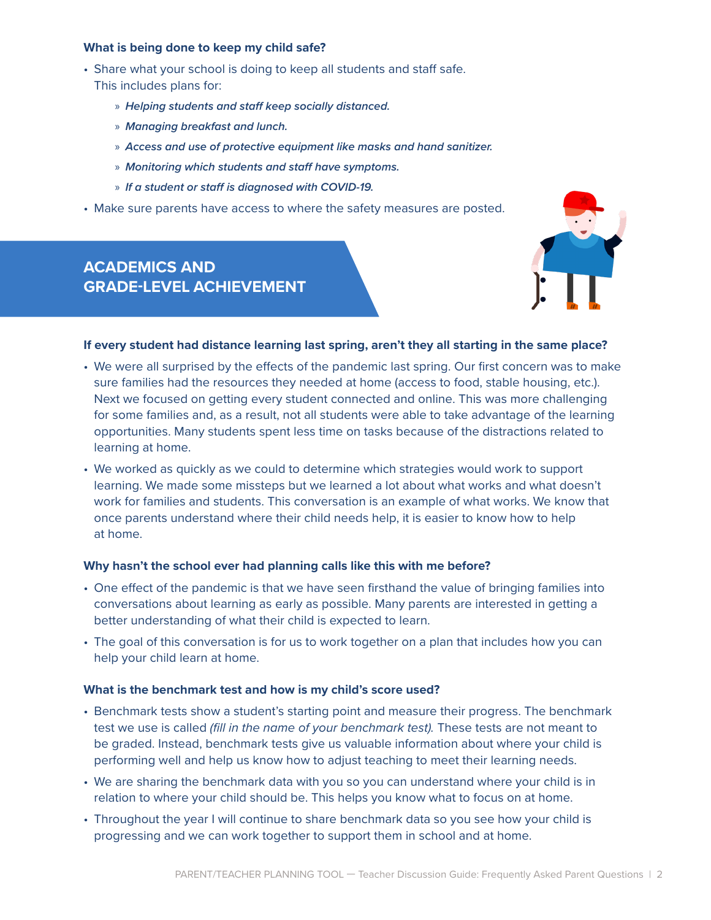**What is being done to keep my child safe?**

- Share what your school is doing to keep all students and staff safe. This includes plans for:
  - *Helping students and staff keep socially distanced.*
  - *Managing breakfast and lunch.*
  - *Access and use of protective equipment like masks and hand sanitizer.*
  - *Monitoring which students and staff have symptoms.*
  - *If a student or staff is diagnosed with COVID-19.*
- Make sure parents have access to where the safety measures are posted.

## ACADEMICS AND GRADE-LEVEL ACHIEVEMENT

**If every student had distance learning last spring, aren't they all starting in the same place?**

- We were all surprised by the effects of the pandemic last spring. Our first concern was to make sure families had the resources they needed at home (access to food, stable housing, etc.). Next we focused on getting every student connected and online. This was more challenging for some families and, as a result, not all students were able to take advantage of the learning opportunities. Many students spent less time on tasks because of the distractions related to learning at home.
- We worked as quickly as we could to determine which strategies would work to support learning. We made some missteps but we learned a lot about what works and what doesn't work for families and students. This conversation is an example of what works. We know that once parents understand where their child needs help, it is easier to know how to help at home.

**Why hasn't the school ever had planning calls like this with me before?**

- One effect of the pandemic is that we have seen firsthand the value of bringing families into conversations about learning as early as possible. Many parents are interested in getting a better understanding of what their child is expected to learn.
- The goal of this conversation is for us to work together on a plan that includes how you can help your child learn at home.

**What is the benchmark test and how is my child's score used?**

- Benchmark tests show a student's starting point and measure their progress. The benchmark test we use is called *(fill in the name of your benchmark test).* These tests are not meant to be graded. Instead, benchmark tests give us valuable information about where your child is performing well and help us know how to adjust teaching to meet their learning needs.
- We are sharing the benchmark data with you so you can understand where your child is in relation to where your child should be. This helps you know what to focus on at home.
- Throughout the year I will continue to share benchmark data so you see how your child is progressing and we can work together to support them in school and at home.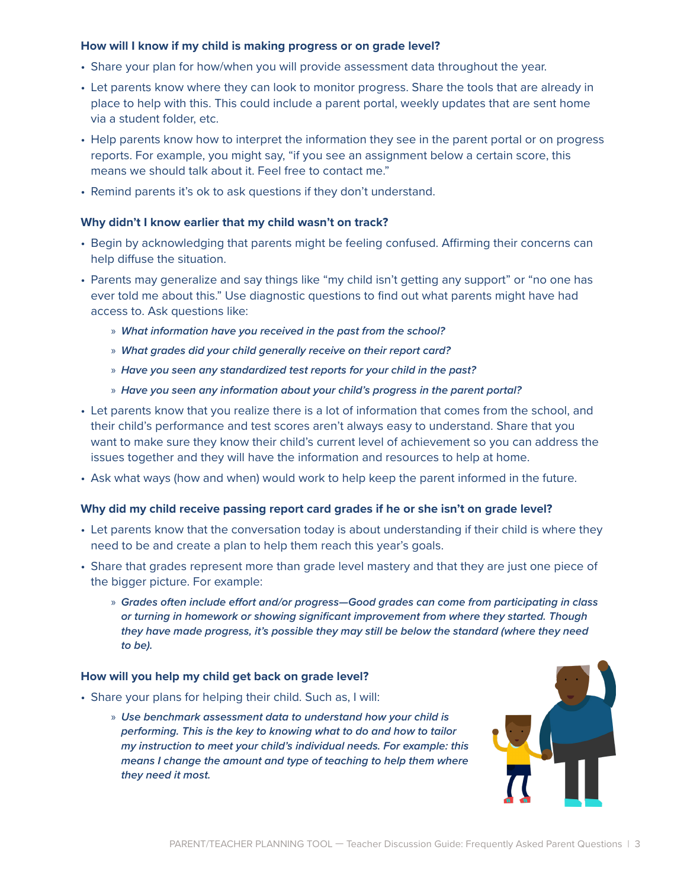### How will I know if my child is making progress or on grade level?

- Share your plan for how/when you will provide assessment data throughout the year.
- Let parents know where they can look to monitor progress. Share the tools that are already in place to help with this. This could include a parent portal, weekly updates that are sent home via a student folder, etc.
- Help parents know how to interpret the information they see in the parent portal or on progress reports. For example, you might say, "if you see an assignment below a certain score, this means we should talk about it. Feel free to contact me."
- Remind parents it's ok to ask questions if they don't understand.

### Why didn't I know earlier that my child wasn't on track?

- Begin by acknowledging that parents might be feeling confused. Affirming their concerns can help diffuse the situation.
- Parents may generalize and say things like "my child isn't getting any support" or "no one has ever told me about this." Use diagnostic questions to find out what parents might have had access to. Ask questions like:
  - ***What information have you received in the past from the school?***
  - ***What grades did your child generally receive on their report card?***
  - ***Have you seen any standardized test reports for your child in the past?***
  - ***Have you seen any information about your child's progress in the parent portal?***
- Let parents know that you realize there is a lot of information that comes from the school, and their child's performance and test scores aren't always easy to understand. Share that you want to make sure they know their child's current level of achievement so you can address the issues together and they will have the information and resources to help at home.
- Ask what ways (how and when) would work to help keep the parent informed in the future.

### Why did my child receive passing report card grades if he or she isn't on grade level?

- Let parents know that the conversation today is about understanding if their child is where they need to be and create a plan to help them reach this year's goals.
- Share that grades represent more than grade level mastery and that they are just one piece of the bigger picture. For example:
  - ***Grades often include effort and/or progress—Good grades can come from participating in class or turning in homework or showing significant improvement from where they started. Though they have made progress, it's possible they may still be below the standard (where they need to be).***

### How will you help my child get back on grade level?

- Share your plans for helping their child. Such as, I will:
  - ***Use benchmark assessment data to understand how your child is performing. This is the key to knowing what to do and how to tailor my instruction to meet your child's individual needs. For example: this means I change the amount and type of teaching to help them where they need it most.***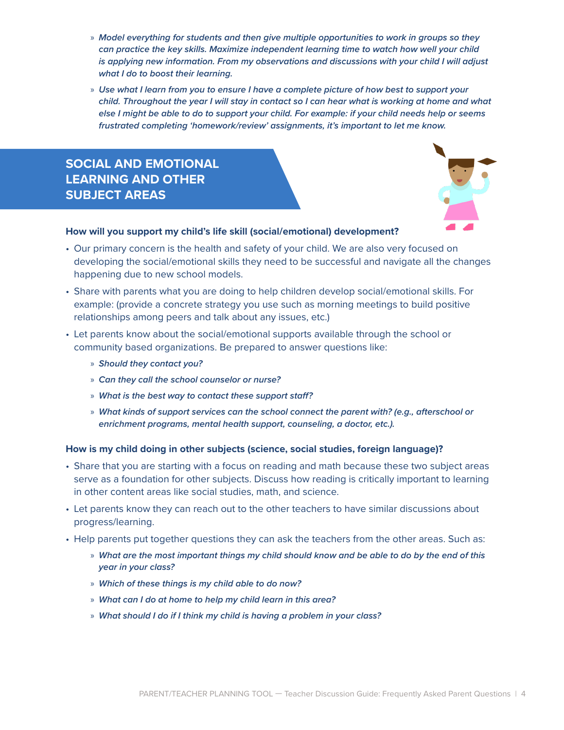- *Model everything for students and then give multiple opportunities to work in groups so they can practice the key skills. Maximize independent learning time to watch how well your child is applying new information. From my observations and discussions with your child I will adjust what I do to boost their learning.*
   - *Use what I learn from you to ensure I have a complete picture of how best to support your child. Throughout the year I will stay in contact so I can hear what is working at home and what else I might be able to do to support your child. For example: if your child needs help or seems frustrated completing 'homework/review' assignments, it's important to let me know.*

## SOCIAL AND EMOTIONAL LEARNING AND OTHER SUBJECT AREAS

### How will you support my child's life skill (social/emotional) development?

- Our primary concern is the health and safety of your child. We are also very focused on developing the social/emotional skills they need to be successful and navigate all the changes happening due to new school models.
- Share with parents what you are doing to help children develop social/emotional skills. For example: (provide a concrete strategy you use such as morning meetings to build positive relationships among peers and talk about any issues, etc.)
- Let parents know about the social/emotional supports available through the school or community based organizations. Be prepared to answer questions like:
   - *Should they contact you?*
   - *Can they call the school counselor or nurse?*
   - *What is the best way to contact these support staff?*
   - *What kinds of support services can the school connect the parent with? (e.g., afterschool or enrichment programs, mental health support, counseling, a doctor, etc.).*

### How is my child doing in other subjects (science, social studies, foreign language)?

- Share that you are starting with a focus on reading and math because these two subject areas serve as a foundation for other subjects. Discuss how reading is critically important to learning in other content areas like social studies, math, and science.
- Let parents know they can reach out to the other teachers to have similar discussions about progress/learning.
- Help parents put together questions they can ask the teachers from the other areas. Such as:
   - *What are the most important things my child should know and be able to do by the end of this year in your class?*
   - *Which of these things is my child able to do now?*
   - *What can I do at home to help my child learn in this area?*
   - *What should I do if I think my child is having a problem in your class?*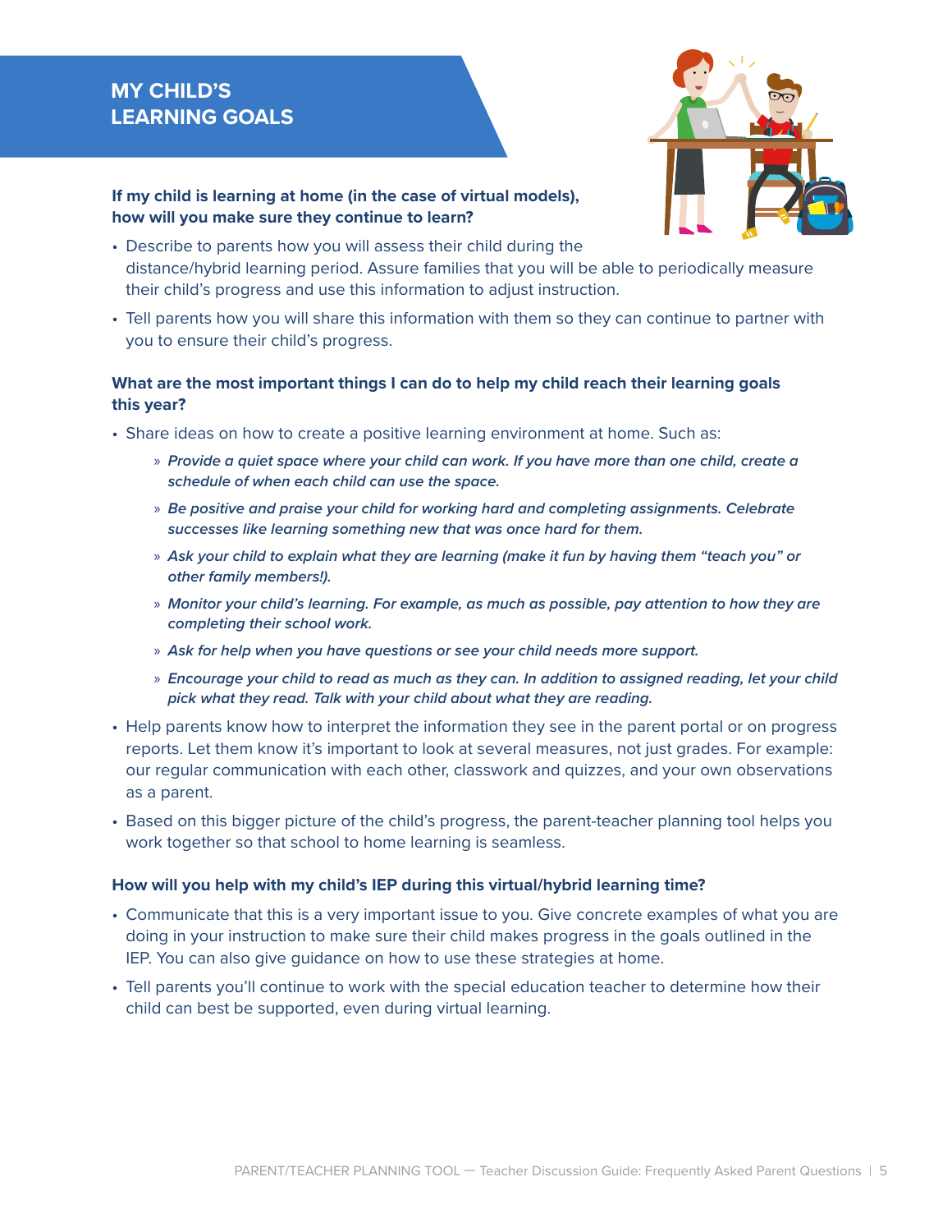# MY CHILD'S LEARNING GOALS

**If my child is learning at home (in the case of virtual models), how will you make sure they continue to learn?**

- Describe to parents how you will assess their child during the distance/hybrid learning period. Assure families that you will be able to periodically measure their child's progress and use this information to adjust instruction.
- Tell parents how you will share this information with them so they can continue to partner with you to ensure their child's progress.

**What are the most important things I can do to help my child reach their learning goals this year?**

- Share ideas on how to create a positive learning environment at home. Such as:
  - » ***Provide a quiet space where your child can work. If you have more than one child, create a schedule of when each child can use the space.***
  - » ***Be positive and praise your child for working hard and completing assignments. Celebrate successes like learning something new that was once hard for them.***
  - » ***Ask your child to explain what they are learning (make it fun by having them "teach you" or other family members!).***
  - » ***Monitor your child's learning. For example, as much as possible, pay attention to how they are completing their school work.***
  - » ***Ask for help when you have questions or see your child needs more support.***
  - » ***Encourage your child to read as much as they can. In addition to assigned reading, let your child pick what they read. Talk with your child about what they are reading.***
- Help parents know how to interpret the information they see in the parent portal or on progress reports. Let them know it's important to look at several measures, not just grades. For example: our regular communication with each other, classwork and quizzes, and your own observations as a parent.
- Based on this bigger picture of the child's progress, the parent-teacher planning tool helps you work together so that school to home learning is seamless.

**How will you help with my child's IEP during this virtual/hybrid learning time?**

- Communicate that this is a very important issue to you. Give concrete examples of what you are doing in your instruction to make sure their child makes progress in the goals outlined in the IEP. You can also give guidance on how to use these strategies at home.
- Tell parents you'll continue to work with the special education teacher to determine how their child can best be supported, even during virtual learning.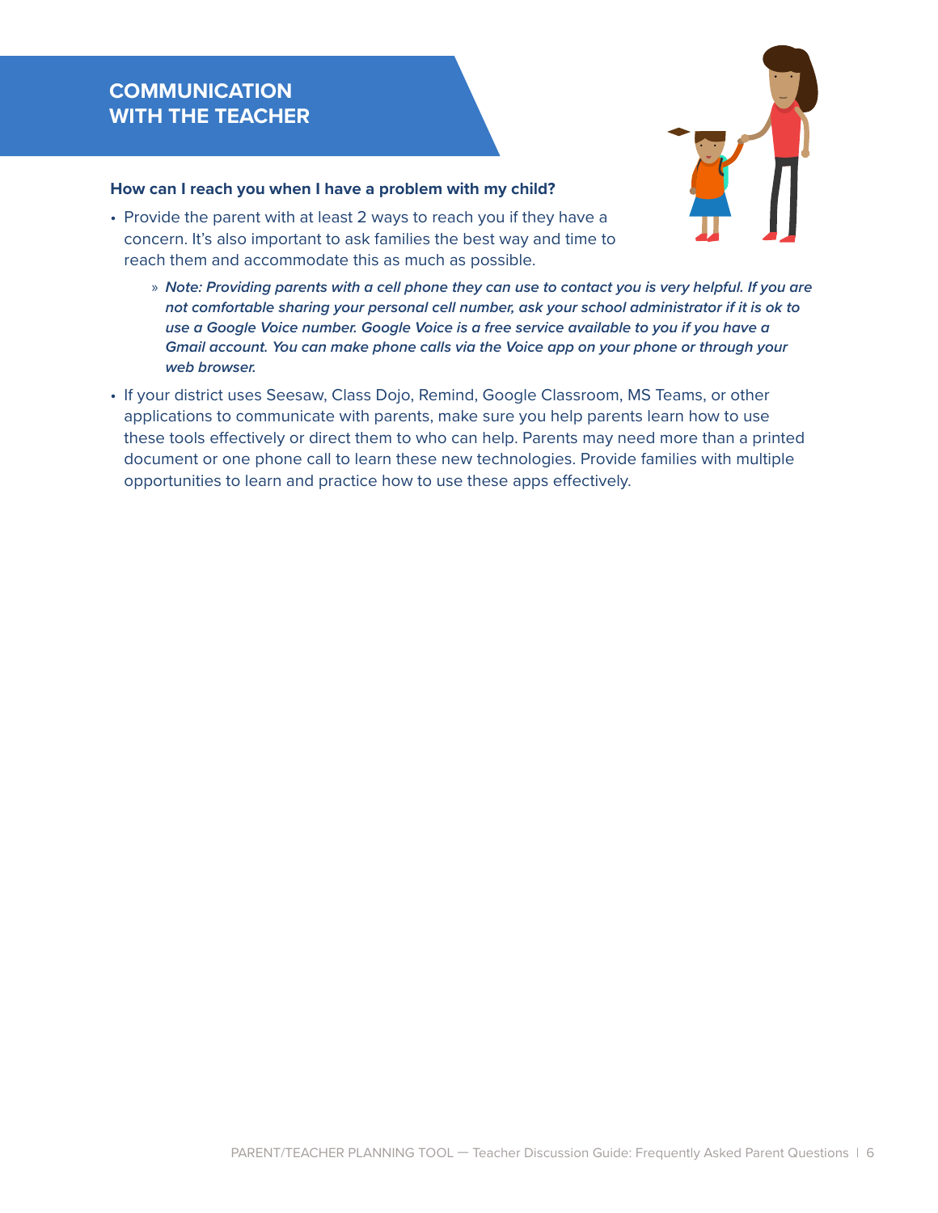## COMMUNICATION WITH THE TEACHER

**How can I reach you when I have a problem with my child?**

- Provide the parent with at least 2 ways to reach you if they have a concern. It's also important to ask families the best way and time to reach them and accommodate this as much as possible.
  - ***Note: Providing parents with a cell phone they can use to contact you is very helpful. If you are not comfortable sharing your personal cell number, ask your school administrator if it is ok to use a Google Voice number. Google Voice is a free service available to you if you have a Gmail account. You can make phone calls via the Voice app on your phone or through your web browser.***
- If your district uses Seesaw, Class Dojo, Remind, Google Classroom, MS Teams, or other applications to communicate with parents, make sure you help parents learn how to use these tools effectively or direct them to who can help. Parents may need more than a printed document or one phone call to learn these new technologies. Provide families with multiple opportunities to learn and practice how to use these apps effectively.